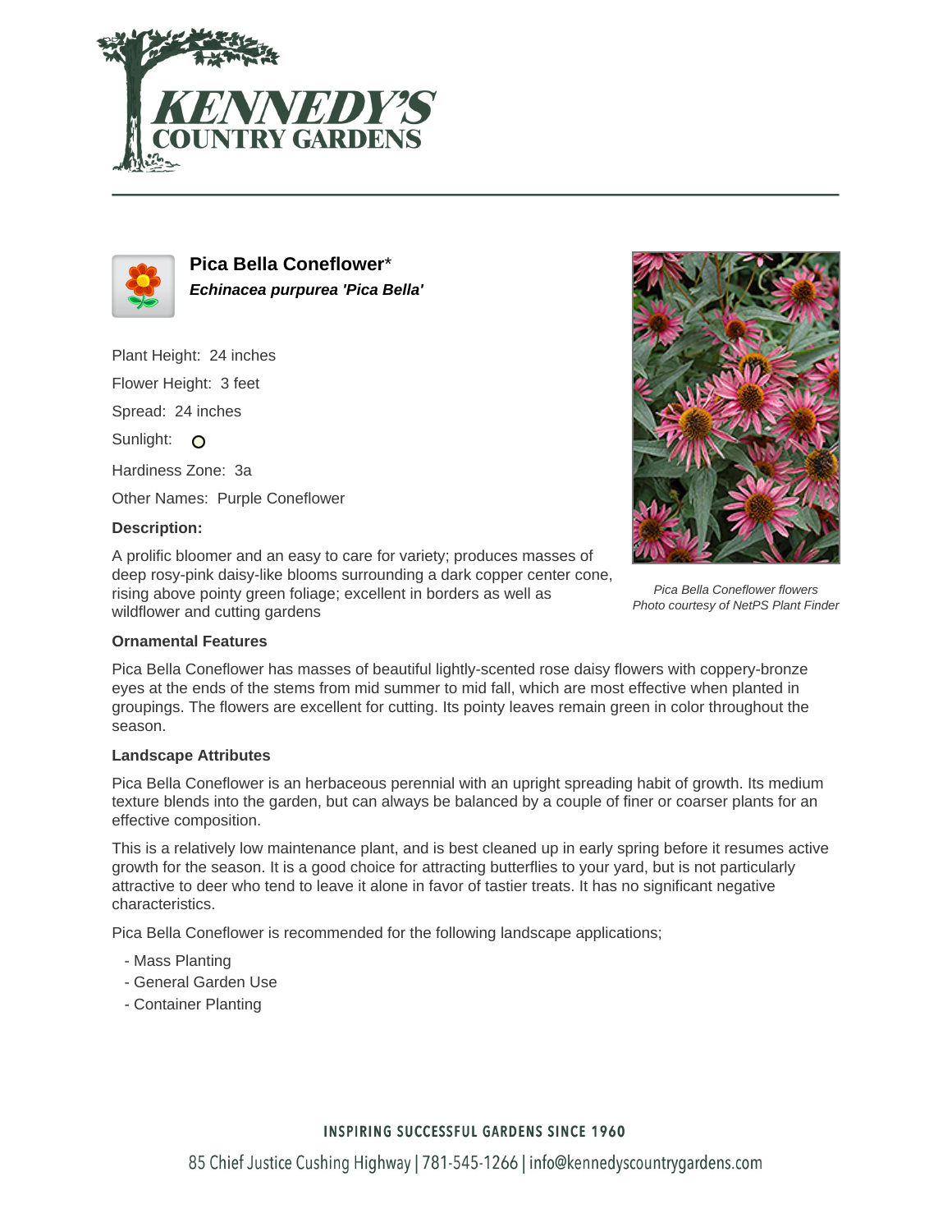# KENNEDY'S COUNTRY GARDENS

## Pica Bella Coneflower*

***Echinacea purpurea 'Pica Bella'***

Plant Height: 24 inches

Flower Height: 3 feet

Spread: 24 inches

Sunlight:

Hardiness Zone: 3a

Other Names: Purple Coneflower

**Description:**

A prolific bloomer and an easy to care for variety; produces masses of deep rosy-pink daisy-like blooms surrounding a dark copper center cone, rising above pointy green foliage; excellent in borders as well as wildflower and cutting gardens

*Pica Bella Coneflower flowers*
*Photo courtesy of NetPS Plant Finder*

**Ornamental Features**

Pica Bella Coneflower has masses of beautiful lightly-scented rose daisy flowers with coppery-bronze eyes at the ends of the stems from mid summer to mid fall, which are most effective when planted in groupings. The flowers are excellent for cutting. Its pointy leaves remain green in color throughout the season.

**Landscape Attributes**

Pica Bella Coneflower is an herbaceous perennial with an upright spreading habit of growth. Its medium texture blends into the garden, but can always be balanced by a couple of finer or coarser plants for an effective composition.

This is a relatively low maintenance plant, and is best cleaned up in early spring before it resumes active growth for the season. It is a good choice for attracting butterflies to your yard, but is not particularly attractive to deer who tend to leave it alone in favor of tastier treats. It has no significant negative characteristics.

Pica Bella Coneflower is recommended for the following landscape applications;

- Mass Planting
- General Garden Use
- Container Planting

INSPIRING SUCCESSFUL GARDENS SINCE 1960

85 Chief Justice Cushing Highway | 781-545-1266 | info@kennedyscountrygardens.com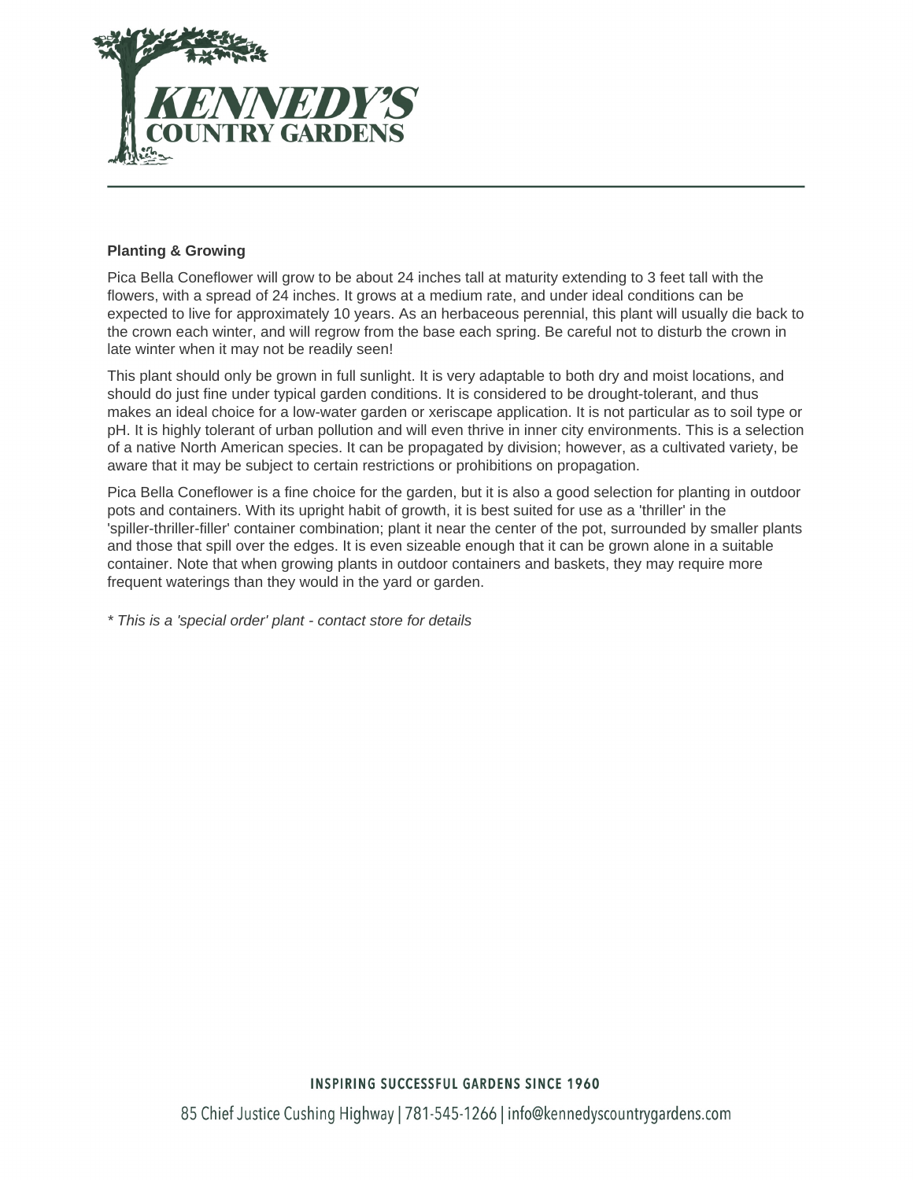**Planting & Growing**

Pica Bella Coneflower will grow to be about 24 inches tall at maturity extending to 3 feet tall with the flowers, with a spread of 24 inches. It grows at a medium rate, and under ideal conditions can be expected to live for approximately 10 years. As an herbaceous perennial, this plant will usually die back to the crown each winter, and will regrow from the base each spring. Be careful not to disturb the crown in late winter when it may not be readily seen!

This plant should only be grown in full sunlight. It is very adaptable to both dry and moist locations, and should do just fine under typical garden conditions. It is considered to be drought-tolerant, and thus makes an ideal choice for a low-water garden or xeriscape application. It is not particular as to soil type or pH. It is highly tolerant of urban pollution and will even thrive in inner city environments. This is a selection of a native North American species. It can be propagated by division; however, as a cultivated variety, be aware that it may be subject to certain restrictions or prohibitions on propagation.

Pica Bella Coneflower is a fine choice for the garden, but it is also a good selection for planting in outdoor pots and containers. With its upright habit of growth, it is best suited for use as a 'thriller' in the 'spiller-thriller-filler' container combination; plant it near the center of the pot, surrounded by smaller plants and those that spill over the edges. It is even sizeable enough that it can be grown alone in a suitable container. Note that when growing plants in outdoor containers and baskets, they may require more frequent waterings than they would in the yard or garden.

*\* This is a 'special order' plant - contact store for details*